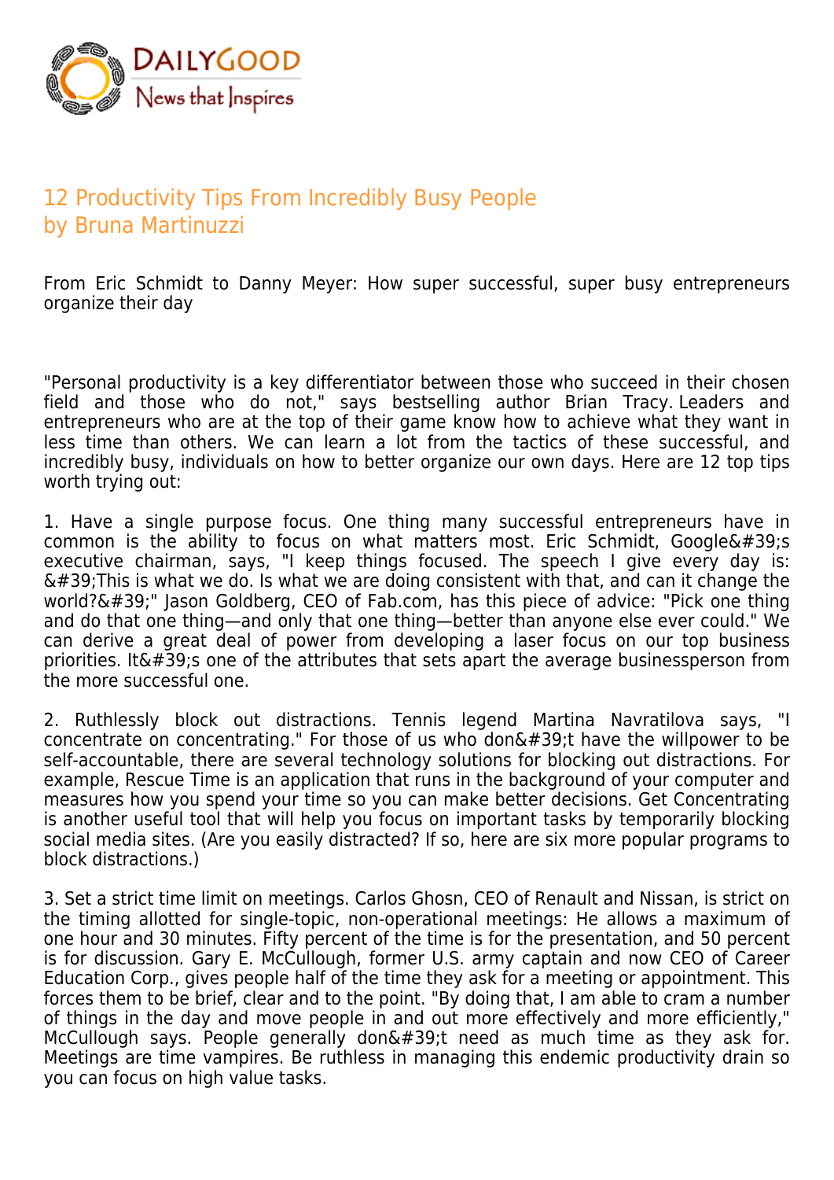DAILYGOOD
News that Inspires

# 12 Productivity Tips From Incredibly Busy People
by Bruna Martinuzzi

From Eric Schmidt to Danny Meyer: How super successful, super busy entrepreneurs organize their day

"Personal productivity is a key differentiator between those who succeed in their chosen field and those who do not," says bestselling author Brian Tracy. Leaders and entrepreneurs who are at the top of their game know how to achieve what they want in less time than others. We can learn a lot from the tactics of these successful, and incredibly busy, individuals on how to better organize our own days. Here are 12 top tips worth trying out:

1. Have a single purpose focus. One thing many successful entrepreneurs have in common is the ability to focus on what matters most. Eric Schmidt, Google&#39;s executive chairman, says, "I keep things focused. The speech I give every day is: &#39;This is what we do. Is what we are doing consistent with that, and can it change the world?&#39;" Jason Goldberg, CEO of Fab.com, has this piece of advice: "Pick one thing and do that one thing—and only that one thing—better than anyone else ever could." We can derive a great deal of power from developing a laser focus on our top business priorities. It&#39;s one of the attributes that sets apart the average businessperson from the more successful one.

2. Ruthlessly block out distractions. Tennis legend Martina Navratilova says, "I concentrate on concentrating." For those of us who don&#39;t have the willpower to be self-accountable, there are several technology solutions for blocking out distractions. For example, Rescue Time is an application that runs in the background of your computer and measures how you spend your time so you can make better decisions. Get Concentrating is another useful tool that will help you focus on important tasks by temporarily blocking social media sites. (Are you easily distracted? If so, here are six more popular programs to block distractions.)

3. Set a strict time limit on meetings. Carlos Ghosn, CEO of Renault and Nissan, is strict on the timing allotted for single-topic, non-operational meetings: He allows a maximum of one hour and 30 minutes. Fifty percent of the time is for the presentation, and 50 percent is for discussion. Gary E. McCullough, former U.S. army captain and now CEO of Career Education Corp., gives people half of the time they ask for a meeting or appointment. This forces them to be brief, clear and to the point. "By doing that, I am able to cram a number of things in the day and move people in and out more effectively and more efficiently," McCullough says. People generally don&#39;t need as much time as they ask for. Meetings are time vampires. Be ruthless in managing this endemic productivity drain so you can focus on high value tasks.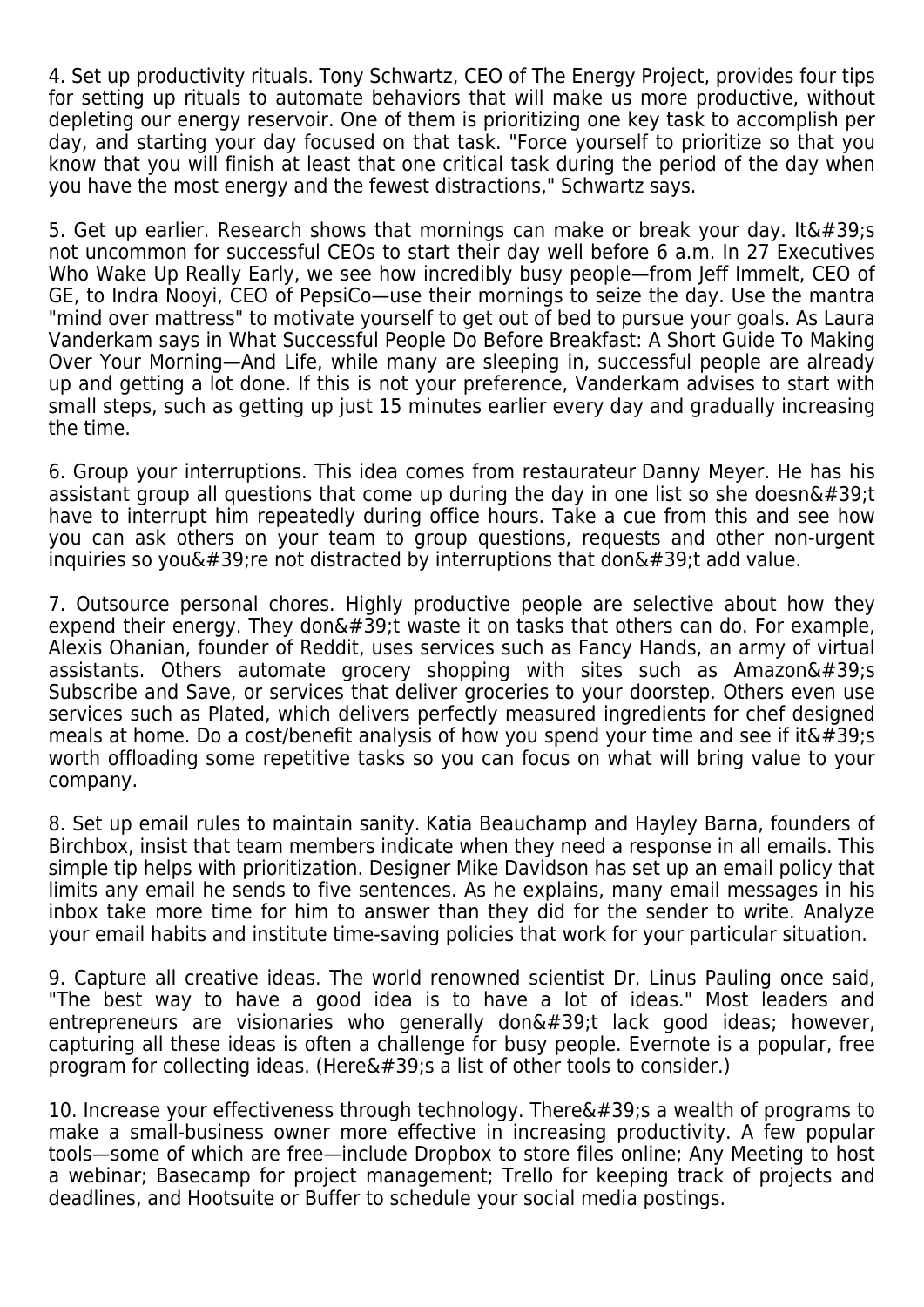4. Set up productivity rituals. Tony Schwartz, CEO of The Energy Project, provides four tips for setting up rituals to automate behaviors that will make us more productive, without depleting our energy reservoir. One of them is prioritizing one key task to accomplish per day, and starting your day focused on that task. "Force yourself to prioritize so that you know that you will finish at least that one critical task during the period of the day when you have the most energy and the fewest distractions," Schwartz says.

5. Get up earlier. Research shows that mornings can make or break your day. It&#39;s not uncommon for successful CEOs to start their day well before 6 a.m. In 27 Executives Who Wake Up Really Early, we see how incredibly busy people—from Jeff Immelt, CEO of GE, to Indra Nooyi, CEO of PepsiCo—use their mornings to seize the day. Use the mantra "mind over mattress" to motivate yourself to get out of bed to pursue your goals. As Laura Vanderkam says in What Successful People Do Before Breakfast: A Short Guide To Making Over Your Morning—And Life, while many are sleeping in, successful people are already up and getting a lot done. If this is not your preference, Vanderkam advises to start with small steps, such as getting up just 15 minutes earlier every day and gradually increasing the time.

6. Group your interruptions. This idea comes from restaurateur Danny Meyer. He has his assistant group all questions that come up during the day in one list so she doesn&#39;t have to interrupt him repeatedly during office hours. Take a cue from this and see how you can ask others on your team to group questions, requests and other non-urgent inquiries so you&#39;re not distracted by interruptions that don&#39;t add value.

7. Outsource personal chores. Highly productive people are selective about how they expend their energy. They don&#39;t waste it on tasks that others can do. For example, Alexis Ohanian, founder of Reddit, uses services such as Fancy Hands, an army of virtual assistants. Others automate grocery shopping with sites such as Amazon&#39;s Subscribe and Save, or services that deliver groceries to your doorstep. Others even use services such as Plated, which delivers perfectly measured ingredients for chef designed meals at home. Do a cost/benefit analysis of how you spend your time and see if it&#39;s worth offloading some repetitive tasks so you can focus on what will bring value to your company.

8. Set up email rules to maintain sanity. Katia Beauchamp and Hayley Barna, founders of Birchbox, insist that team members indicate when they need a response in all emails. This simple tip helps with prioritization. Designer Mike Davidson has set up an email policy that limits any email he sends to five sentences. As he explains, many email messages in his inbox take more time for him to answer than they did for the sender to write. Analyze your email habits and institute time-saving policies that work for your particular situation.

9. Capture all creative ideas. The world renowned scientist Dr. Linus Pauling once said, "The best way to have a good idea is to have a lot of ideas." Most leaders and entrepreneurs are visionaries who generally don&#39;t lack good ideas; however, capturing all these ideas is often a challenge for busy people. Evernote is a popular, free program for collecting ideas. (Here&#39;s a list of other tools to consider.)

10. Increase your effectiveness through technology. There&#39;s a wealth of programs to make a small-business owner more effective in increasing productivity. A few popular tools—some of which are free—include Dropbox to store files online; Any Meeting to host a webinar; Basecamp for project management; Trello for keeping track of projects and deadlines, and Hootsuite or Buffer to schedule your social media postings.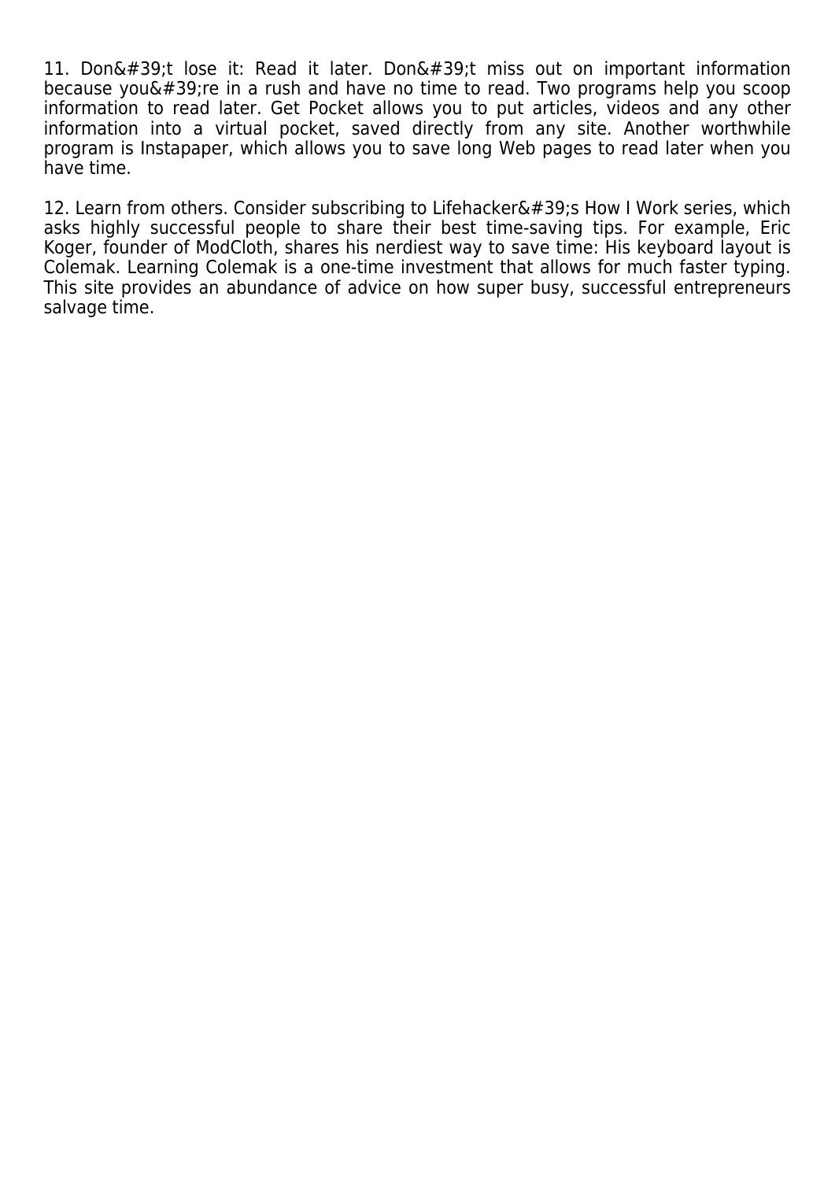11. Don&#39;t lose it: Read it later. Don&#39;t miss out on important information because you&#39;re in a rush and have no time to read. Two programs help you scoop information to read later. Get Pocket allows you to put articles, videos and any other information into a virtual pocket, saved directly from any site. Another worthwhile program is Instapaper, which allows you to save long Web pages to read later when you have time.

12. Learn from others. Consider subscribing to Lifehacker&#39;s How I Work series, which asks highly successful people to share their best time-saving tips. For example, Eric Koger, founder of ModCloth, shares his nerdiest way to save time: His keyboard layout is Colemak. Learning Colemak is a one-time investment that allows for much faster typing. This site provides an abundance of advice on how super busy, successful entrepreneurs salvage time.